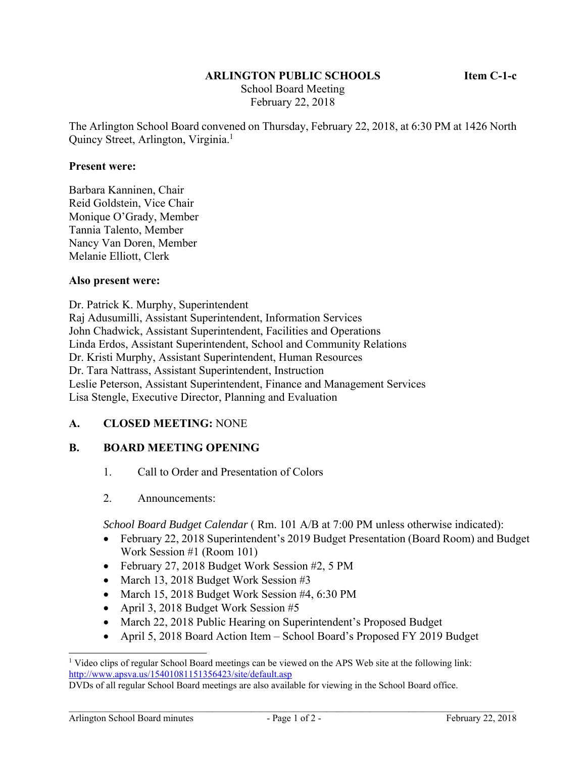**ARLINGTON PUBLIC SCHOOLS** **Item C-1-c**

School Board Meeting
February 22, 2018

The Arlington School Board convened on Thursday, February 22, 2018, at 6:30 PM at 1426 North Quincy Street, Arlington, Virginia.[1]

**Present were:**

Barbara Kanninen, Chair
Reid Goldstein, Vice Chair
Monique O'Grady, Member
Tannia Talento, Member
Nancy Van Doren, Member
Melanie Elliott, Clerk

**Also present were:**

Dr. Patrick K. Murphy, Superintendent
Raj Adusumilli, Assistant Superintendent, Information Services
John Chadwick, Assistant Superintendent, Facilities and Operations
Linda Erdos, Assistant Superintendent, School and Community Relations
Dr. Kristi Murphy, Assistant Superintendent, Human Resources
Dr. Tara Nattrass, Assistant Superintendent, Instruction
Leslie Peterson, Assistant Superintendent, Finance and Management Services
Lisa Stengle, Executive Director, Planning and Evaluation

**A. CLOSED MEETING:** NONE

**B. BOARD MEETING OPENING**

1. Call to Order and Presentation of Colors

2. Announcements:

*School Board Budget Calendar* ( Rm. 101 A/B at 7:00 PM unless otherwise indicated):

- February 22, 2018 Superintendent's 2019 Budget Presentation (Board Room) and Budget Work Session #1 (Room 101)
- February 27, 2018 Budget Work Session #2, 5 PM
- March 13, 2018 Budget Work Session #3
- March 15, 2018 Budget Work Session #4, 6:30 PM
- April 3, 2018 Budget Work Session #5
- March 22, 2018 Public Hearing on Superintendent's Proposed Budget
- April 5, 2018 Board Action Item – School Board's Proposed FY 2019 Budget

[1] Video clips of regular School Board meetings can be viewed on the APS Web site at the following link: http://www.apsva.us/15401081151356423/site/default.asp
DVDs of all regular School Board meetings are also available for viewing in the School Board office.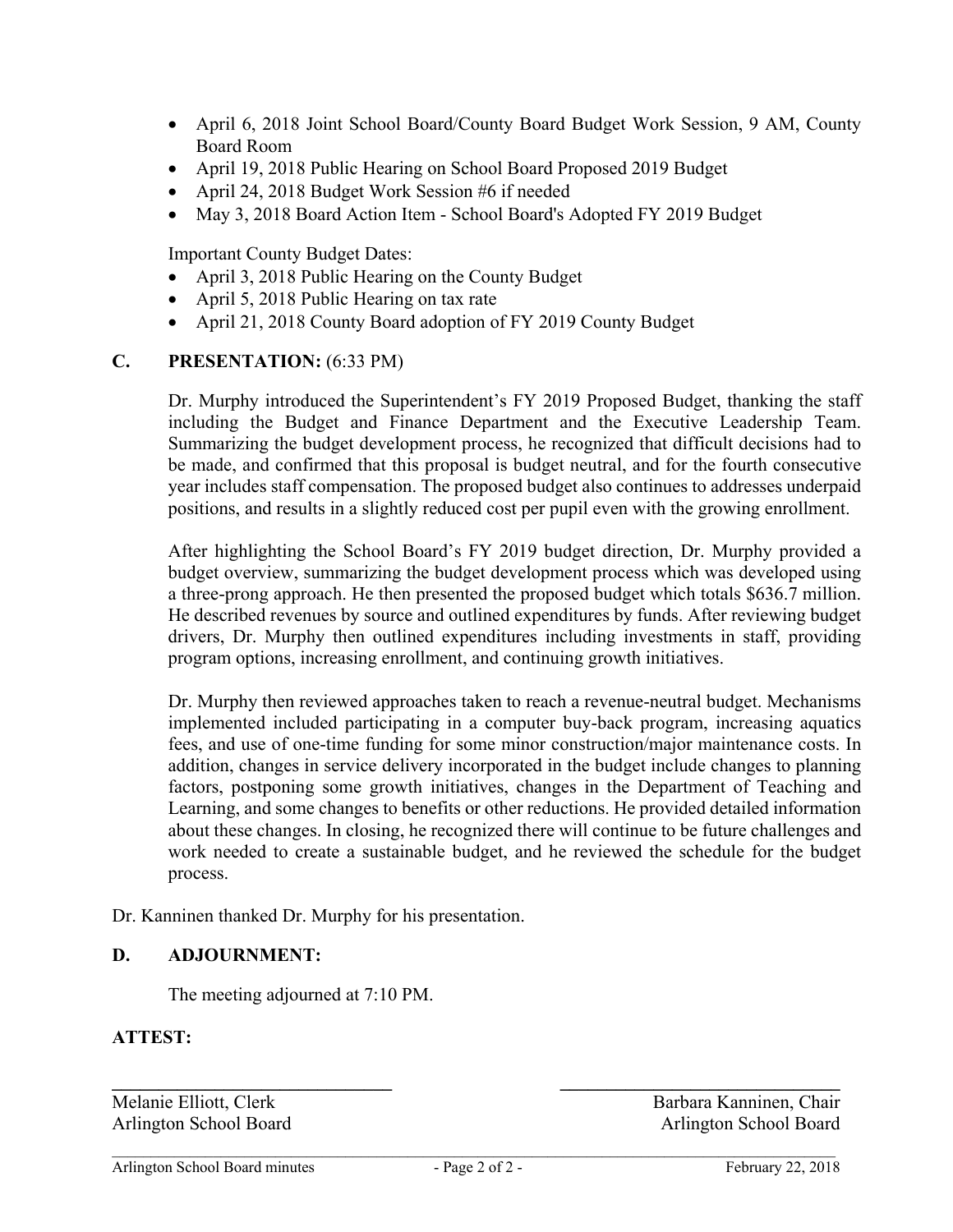- April 6, 2018 Joint School Board/County Board Budget Work Session, 9 AM, County Board Room
- April 19, 2018 Public Hearing on School Board Proposed 2019 Budget
- April 24, 2018 Budget Work Session #6 if needed
- May 3, 2018 Board Action Item - School Board's Adopted FY 2019 Budget

Important County Budget Dates:

- April 3, 2018 Public Hearing on the County Budget
- April 5, 2018 Public Hearing on tax rate
- April 21, 2018 County Board adoption of FY 2019 County Budget

**C. PRESENTATION:** (6:33 PM)

Dr. Murphy introduced the Superintendent's FY 2019 Proposed Budget, thanking the staff including the Budget and Finance Department and the Executive Leadership Team. Summarizing the budget development process, he recognized that difficult decisions had to be made, and confirmed that this proposal is budget neutral, and for the fourth consecutive year includes staff compensation. The proposed budget also continues to addresses underpaid positions, and results in a slightly reduced cost per pupil even with the growing enrollment.

After highlighting the School Board's FY 2019 budget direction, Dr. Murphy provided a budget overview, summarizing the budget development process which was developed using a three-prong approach. He then presented the proposed budget which totals $636.7 million. He described revenues by source and outlined expenditures by funds. After reviewing budget drivers, Dr. Murphy then outlined expenditures including investments in staff, providing program options, increasing enrollment, and continuing growth initiatives.

Dr. Murphy then reviewed approaches taken to reach a revenue-neutral budget. Mechanisms implemented included participating in a computer buy-back program, increasing aquatics fees, and use of one-time funding for some minor construction/major maintenance costs. In addition, changes in service delivery incorporated in the budget include changes to planning factors, postponing some growth initiatives, changes in the Department of Teaching and Learning, and some changes to benefits or other reductions. He provided detailed information about these changes. In closing, he recognized there will continue to be future challenges and work needed to create a sustainable budget, and he reviewed the schedule for the budget process.

Dr. Kanninen thanked Dr. Murphy for his presentation.

**D. ADJOURNMENT:**

The meeting adjourned at 7:10 PM.

**ATTEST:**

Melanie Elliott, Clerk
Arlington School Board

Barbara Kanninen, Chair
Arlington School Board